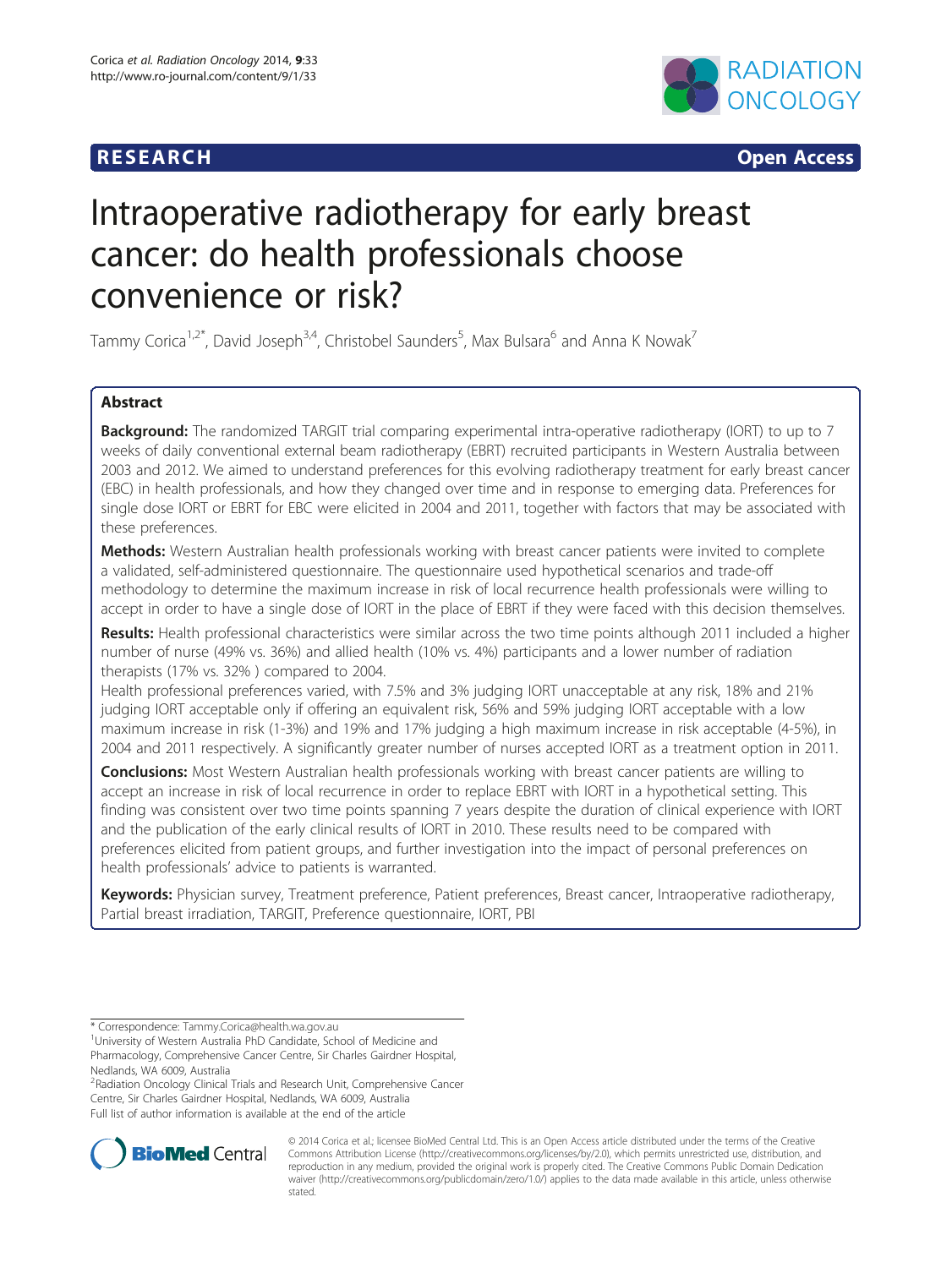**RESEARCH** **Open Access**

# Intraoperative radiotherapy for early breast cancer: do health professionals choose convenience or risk?

Tammy Corica[1,2*], David Joseph[3,4], Christobel Saunders[5], Max Bulsara[6] and Anna K Nowak[7]

## Abstract

**Background:** The randomized TARGIT trial comparing experimental intra-operative radiotherapy (IORT) to up to 7 weeks of daily conventional external beam radiotherapy (EBRT) recruited participants in Western Australia between 2003 and 2012. We aimed to understand preferences for this evolving radiotherapy treatment for early breast cancer (EBC) in health professionals, and how they changed over time and in response to emerging data. Preferences for single dose IORT or EBRT for EBC were elicited in 2004 and 2011, together with factors that may be associated with these preferences.

**Methods:** Western Australian health professionals working with breast cancer patients were invited to complete a validated, self-administered questionnaire. The questionnaire used hypothetical scenarios and trade-off methodology to determine the maximum increase in risk of local recurrence health professionals were willing to accept in order to have a single dose of IORT in the place of EBRT if they were faced with this decision themselves.

**Results:** Health professional characteristics were similar across the two time points although 2011 included a higher number of nurse (49% vs. 36%) and allied health (10% vs. 4%) participants and a lower number of radiation therapists (17% vs. 32% ) compared to 2004.

Health professional preferences varied, with 7.5% and 3% judging IORT unacceptable at any risk, 18% and 21% judging IORT acceptable only if offering an equivalent risk, 56% and 59% judging IORT acceptable with a low maximum increase in risk (1-3%) and 19% and 17% judging a high maximum increase in risk acceptable (4-5%), in 2004 and 2011 respectively. A significantly greater number of nurses accepted IORT as a treatment option in 2011.

**Conclusions:** Most Western Australian health professionals working with breast cancer patients are willing to accept an increase in risk of local recurrence in order to replace EBRT with IORT in a hypothetical setting. This finding was consistent over two time points spanning 7 years despite the duration of clinical experience with IORT and the publication of the early clinical results of IORT in 2010. These results need to be compared with preferences elicited from patient groups, and further investigation into the impact of personal preferences on health professionals' advice to patients is warranted.

**Keywords:** Physician survey, Treatment preference, Patient preferences, Breast cancer, Intraoperative radiotherapy, Partial breast irradiation, TARGIT, Preference questionnaire, IORT, PBI

---

\* Correspondence: Tammy.Corica@health.wa.gov.au

[1]University of Western Australia PhD Candidate, School of Medicine and Pharmacology, Comprehensive Cancer Centre, Sir Charles Gairdner Hospital, Nedlands, WA 6009, Australia

[2]Radiation Oncology Clinical Trials and Research Unit, Comprehensive Cancer Centre, Sir Charles Gairdner Hospital, Nedlands, WA 6009, Australia

Full list of author information is available at the end of the article

© 2014 Corica et al.; licensee BioMed Central Ltd. This is an Open Access article distributed under the terms of the Creative Commons Attribution License (http://creativecommons.org/licenses/by/2.0), which permits unrestricted use, distribution, and reproduction in any medium, provided the original work is properly cited. The Creative Commons Public Domain Dedication waiver (http://creativecommons.org/publicdomain/zero/1.0/) applies to the data made available in this article, unless otherwise stated.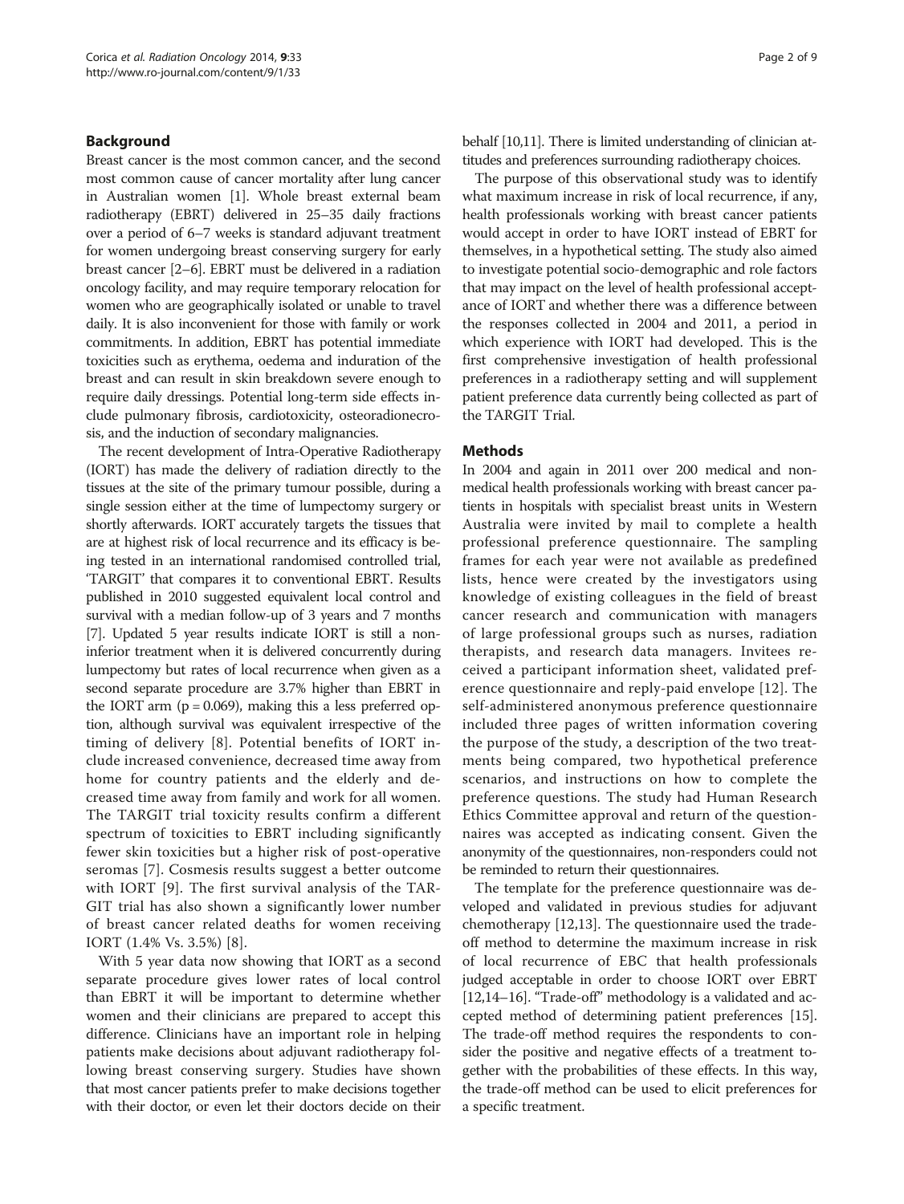## Background

Breast cancer is the most common cancer, and the second most common cause of cancer mortality after lung cancer in Australian women [1]. Whole breast external beam radiotherapy (EBRT) delivered in 25–35 daily fractions over a period of 6–7 weeks is standard adjuvant treatment for women undergoing breast conserving surgery for early breast cancer [2–6]. EBRT must be delivered in a radiation oncology facility, and may require temporary relocation for women who are geographically isolated or unable to travel daily. It is also inconvenient for those with family or work commitments. In addition, EBRT has potential immediate toxicities such as erythema, oedema and induration of the breast and can result in skin breakdown severe enough to require daily dressings. Potential long-term side effects include pulmonary fibrosis, cardiotoxicity, osteoradionecrosis, and the induction of secondary malignancies.

The recent development of Intra-Operative Radiotherapy (IORT) has made the delivery of radiation directly to the tissues at the site of the primary tumour possible, during a single session either at the time of lumpectomy surgery or shortly afterwards. IORT accurately targets the tissues that are at highest risk of local recurrence and its efficacy is being tested in an international randomised controlled trial, 'TARGIT' that compares it to conventional EBRT. Results published in 2010 suggested equivalent local control and survival with a median follow-up of 3 years and 7 months [7]. Updated 5 year results indicate IORT is still a non-inferior treatment when it is delivered concurrently during lumpectomy but rates of local recurrence when given as a second separate procedure are 3.7% higher than EBRT in the IORT arm ($p = 0.069$), making this a less preferred option, although survival was equivalent irrespective of the timing of delivery [8]. Potential benefits of IORT include increased convenience, decreased time away from home for country patients and the elderly and decreased time away from family and work for all women. The TARGIT trial toxicity results confirm a different spectrum of toxicities to EBRT including significantly fewer skin toxicities but a higher risk of post-operative seromas [7]. Cosmesis results suggest a better outcome with IORT [9]. The first survival analysis of the TARGIT trial has also shown a significantly lower number of breast cancer related deaths for women receiving IORT (1.4% Vs. 3.5%) [8].

With 5 year data now showing that IORT as a second separate procedure gives lower rates of local control than EBRT it will be important to determine whether women and their clinicians are prepared to accept this difference. Clinicians have an important role in helping patients make decisions about adjuvant radiotherapy following breast conserving surgery. Studies have shown that most cancer patients prefer to make decisions together with their doctor, or even let their doctors decide on their behalf [10,11]. There is limited understanding of clinician attitudes and preferences surrounding radiotherapy choices.

The purpose of this observational study was to identify what maximum increase in risk of local recurrence, if any, health professionals working with breast cancer patients would accept in order to have IORT instead of EBRT for themselves, in a hypothetical setting. The study also aimed to investigate potential socio-demographic and role factors that may impact on the level of health professional acceptance of IORT and whether there was a difference between the responses collected in 2004 and 2011, a period in which experience with IORT had developed. This is the first comprehensive investigation of health professional preferences in a radiotherapy setting and will supplement patient preference data currently being collected as part of the TARGIT Trial.

## Methods

In 2004 and again in 2011 over 200 medical and non-medical health professionals working with breast cancer patients in hospitals with specialist breast units in Western Australia were invited by mail to complete a health professional preference questionnaire. The sampling frames for each year were not available as predefined lists, hence were created by the investigators using knowledge of existing colleagues in the field of breast cancer research and communication with managers of large professional groups such as nurses, radiation therapists, and research data managers. Invitees received a participant information sheet, validated preference questionnaire and reply-paid envelope [12]. The self-administered anonymous preference questionnaire included three pages of written information covering the purpose of the study, a description of the two treatments being compared, two hypothetical preference scenarios, and instructions on how to complete the preference questions. The study had Human Research Ethics Committee approval and return of the questionnaires was accepted as indicating consent. Given the anonymity of the questionnaires, non-responders could not be reminded to return their questionnaires.

The template for the preference questionnaire was developed and validated in previous studies for adjuvant chemotherapy [12,13]. The questionnaire used the trade-off method to determine the maximum increase in risk of local recurrence of EBC that health professionals judged acceptable in order to choose IORT over EBRT [12,14–16]. "Trade-off" methodology is a validated and accepted method of determining patient preferences [15]. The trade-off method requires the respondents to consider the positive and negative effects of a treatment together with the probabilities of these effects. In this way, the trade-off method can be used to elicit preferences for a specific treatment.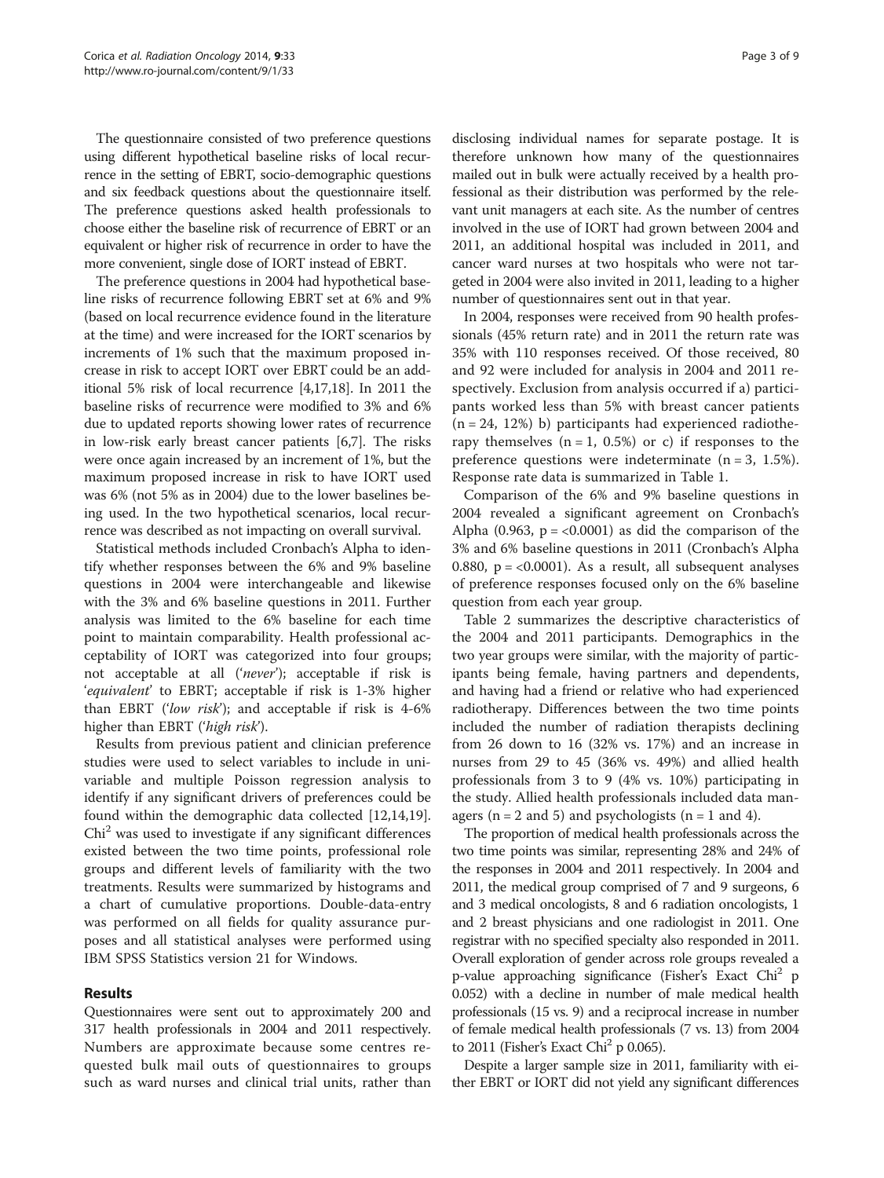The questionnaire consisted of two preference questions using different hypothetical baseline risks of local recurrence in the setting of EBRT, socio-demographic questions and six feedback questions about the questionnaire itself. The preference questions asked health professionals to choose either the baseline risk of recurrence of EBRT or an equivalent or higher risk of recurrence in order to have the more convenient, single dose of IORT instead of EBRT.

The preference questions in 2004 had hypothetical baseline risks of recurrence following EBRT set at 6% and 9% (based on local recurrence evidence found in the literature at the time) and were increased for the IORT scenarios by increments of 1% such that the maximum proposed increase in risk to accept IORT over EBRT could be an additional 5% risk of local recurrence [4,17,18]. In 2011 the baseline risks of recurrence were modified to 3% and 6% due to updated reports showing lower rates of recurrence in low-risk early breast cancer patients [6,7]. The risks were once again increased by an increment of 1%, but the maximum proposed increase in risk to have IORT used was 6% (not 5% as in 2004) due to the lower baselines being used. In the two hypothetical scenarios, local recurrence was described as not impacting on overall survival.

Statistical methods included Cronbach's Alpha to identify whether responses between the 6% and 9% baseline questions in 2004 were interchangeable and likewise with the 3% and 6% baseline questions in 2011. Further analysis was limited to the 6% baseline for each time point to maintain comparability. Health professional acceptability of IORT was categorized into four groups; not acceptable at all ('*never*'); acceptable if risk is '*equivalent*' to EBRT; acceptable if risk is 1-3% higher than EBRT ('*low risk*'); and acceptable if risk is 4-6% higher than EBRT ('*high risk*').

Results from previous patient and clinician preference studies were used to select variables to include in univariable and multiple Poisson regression analysis to identify if any significant drivers of preferences could be found within the demographic data collected [12,14,19]. $Chi^2$ was used to investigate if any significant differences existed between the two time points, professional role groups and different levels of familiarity with the two treatments. Results were summarized by histograms and a chart of cumulative proportions. Double-data-entry was performed on all fields for quality assurance purposes and all statistical analyses were performed using IBM SPSS Statistics version 21 for Windows.

## Results

Questionnaires were sent out to approximately 200 and 317 health professionals in 2004 and 2011 respectively. Numbers are approximate because some centres requested bulk mail outs of questionnaires to groups such as ward nurses and clinical trial units, rather than disclosing individual names for separate postage. It is therefore unknown how many of the questionnaires mailed out in bulk were actually received by a health professional as their distribution was performed by the relevant unit managers at each site. As the number of centres involved in the use of IORT had grown between 2004 and 2011, an additional hospital was included in 2011, and cancer ward nurses at two hospitals who were not targeted in 2004 were also invited in 2011, leading to a higher number of questionnaires sent out in that year.

In 2004, responses were received from 90 health professionals (45% return rate) and in 2011 the return rate was 35% with 110 responses received. Of those received, 80 and 92 were included for analysis in 2004 and 2011 respectively. Exclusion from analysis occurred if a) participants worked less than 5% with breast cancer patients (n = 24, 12%) b) participants had experienced radiotherapy themselves (n = 1, 0.5%) or c) if responses to the preference questions were indeterminate (n = 3, 1.5%). Response rate data is summarized in Table 1.

Comparison of the 6% and 9% baseline questions in 2004 revealed a significant agreement on Cronbach's Alpha (0.963, p = <0.0001) as did the comparison of the 3% and 6% baseline questions in 2011 (Cronbach's Alpha 0.880, p = <0.0001). As a result, all subsequent analyses of preference responses focused only on the 6% baseline question from each year group.

Table 2 summarizes the descriptive characteristics of the 2004 and 2011 participants. Demographics in the two year groups were similar, with the majority of participants being female, having partners and dependents, and having had a friend or relative who had experienced radiotherapy. Differences between the two time points included the number of radiation therapists declining from 26 down to 16 (32% vs. 17%) and an increase in nurses from 29 to 45 (36% vs. 49%) and allied health professionals from 3 to 9 (4% vs. 10%) participating in the study. Allied health professionals included data managers (n = 2 and 5) and psychologists (n = 1 and 4).

The proportion of medical health professionals across the two time points was similar, representing 28% and 24% of the responses in 2004 and 2011 respectively. In 2004 and 2011, the medical group comprised of 7 and 9 surgeons, 6 and 3 medical oncologists, 8 and 6 radiation oncologists, 1 and 2 breast physicians and one radiologist in 2011. One registrar with no specified specialty also responded in 2011. Overall exploration of gender across role groups revealed a p-value approaching significance (Fisher's Exact $Chi^2$ p 0.052) with a decline in number of male medical health professionals (15 vs. 9) and a reciprocal increase in number of female medical health professionals (7 vs. 13) from 2004 to 2011 (Fisher's Exact $Chi^2$ p 0.065).

Despite a larger sample size in 2011, familiarity with either EBRT or IORT did not yield any significant differences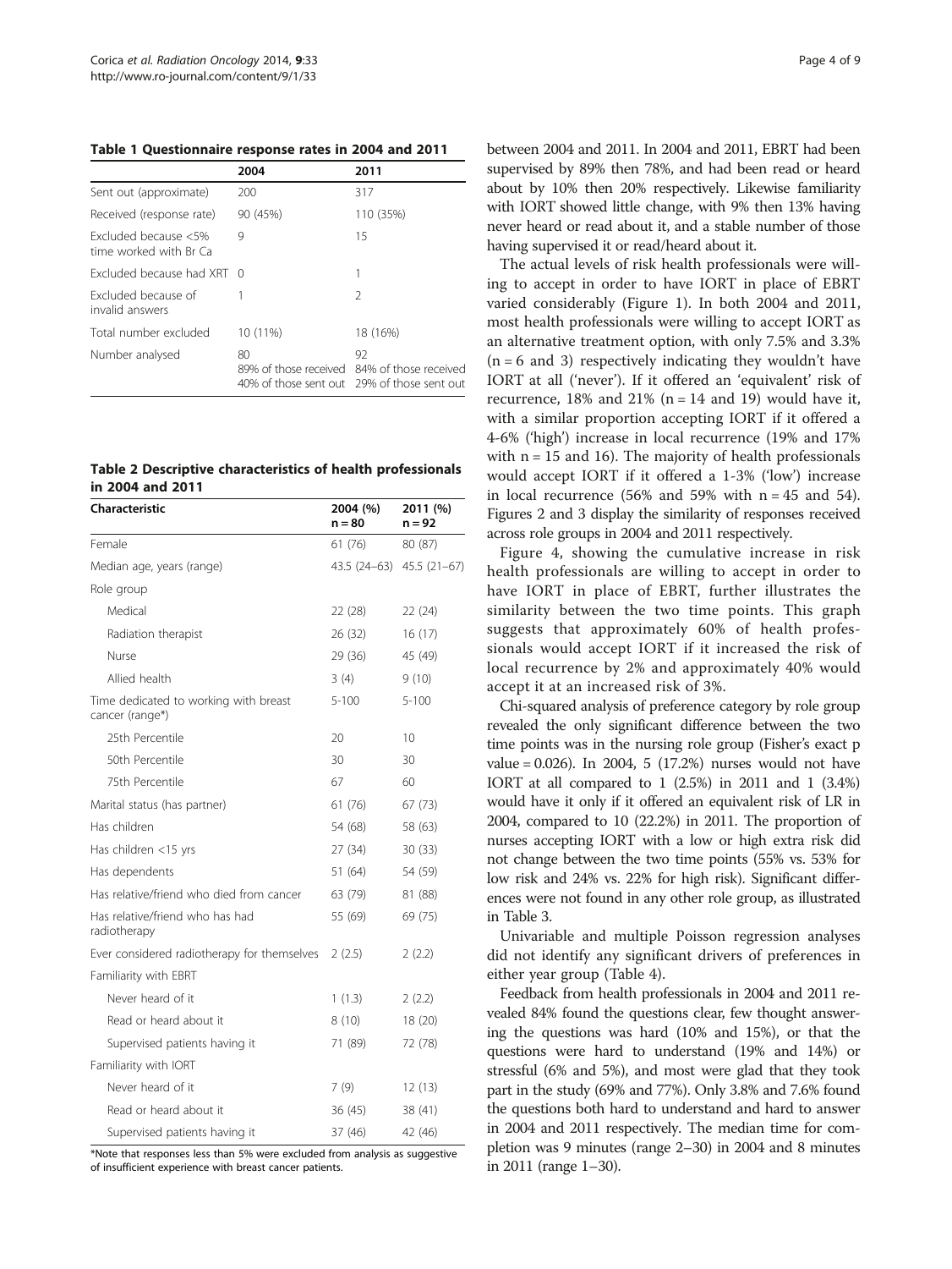**Table 1 Questionnaire response rates in 2004 and 2011**

| | 2004 | 2011 |
|---|---|---|
| Sent out (approximate) | 200 | 317 |
| Received (response rate) | 90 (45%) | 110 (35%) |
| Excluded because <5% time worked with Br Ca | 9 | 15 |
| Excluded because had XRT | 0 | 1 |
| Excluded because of invalid answers | 1 | 2 |
| Total number excluded | 10 (11%) | 18 (16%) |
| Number analysed | 80<br>89% of those received<br>40% of those sent out | 92<br>84% of those received<br>29% of those sent out |

**Table 2 Descriptive characteristics of health professionals in 2004 and 2011**

| Characteristic | 2004 (%) n = 80 | 2011 (%) n = 92 |
|---|---|---|
| Female | 61 (76) | 80 (87) |
| Median age, years (range) | 43.5 (24–63) | 45.5 (21–67) |
| Role group | | |
| Medical | 22 (28) | 22 (24) |
| Radiation therapist | 26 (32) | 16 (17) |
| Nurse | 29 (36) | 45 (49) |
| Allied health | 3 (4) | 9 (10) |
| Time dedicated to working with breast cancer (range*) | 5-100 | 5-100 |
| 25th Percentile | 20 | 10 |
| 50th Percentile | 30 | 30 |
| 75th Percentile | 67 | 60 |
| Marital status (has partner) | 61 (76) | 67 (73) |
| Has children | 54 (68) | 58 (63) |
| Has children <15 yrs | 27 (34) | 30 (33) |
| Has dependents | 51 (64) | 54 (59) |
| Has relative/friend who died from cancer | 63 (79) | 81 (88) |
| Has relative/friend who has had radiotherapy | 55 (69) | 69 (75) |
| Ever considered radiotherapy for themselves | 2 (2.5) | 2 (2.2) |
| Familiarity with EBRT | | |
| Never heard of it | 1 (1.3) | 2 (2.2) |
| Read or heard about it | 8 (10) | 18 (20) |
| Supervised patients having it | 71 (89) | 72 (78) |
| Familiarity with IORT | | |
| Never heard of it | 7 (9) | 12 (13) |
| Read or heard about it | 36 (45) | 38 (41) |
| Supervised patients having it | 37 (46) | 42 (46) |

*Note that responses less than 5% were excluded from analysis as suggestive of insufficient experience with breast cancer patients.

between 2004 and 2011. In 2004 and 2011, EBRT had been supervised by 89% then 78%, and had been read or heard about by 10% then 20% respectively. Likewise familiarity with IORT showed little change, with 9% then 13% having never heard or read about it, and a stable number of those having supervised it or read/heard about it.

The actual levels of risk health professionals were willing to accept in order to have IORT in place of EBRT varied considerably (Figure 1). In both 2004 and 2011, most health professionals were willing to accept IORT as an alternative treatment option, with only 7.5% and 3.3% (n = 6 and 3) respectively indicating they wouldn't have IORT at all ('never'). If it offered an 'equivalent' risk of recurrence, 18% and 21% (n = 14 and 19) would have it, with a similar proportion accepting IORT if it offered a 4-6% ('high') increase in local recurrence (19% and 17% with n = 15 and 16). The majority of health professionals would accept IORT if it offered a 1-3% ('low') increase in local recurrence (56% and 59% with n = 45 and 54). Figures 2 and 3 display the similarity of responses received across role groups in 2004 and 2011 respectively.

Figure 4, showing the cumulative increase in risk health professionals are willing to accept in order to have IORT in place of EBRT, further illustrates the similarity between the two time points. This graph suggests that approximately 60% of health professionals would accept IORT if it increased the risk of local recurrence by 2% and approximately 40% would accept it at an increased risk of 3%.

Chi-squared analysis of preference category by role group revealed the only significant difference between the two time points was in the nursing role group (Fisher's exact p value = 0.026). In 2004, 5 (17.2%) nurses would not have IORT at all compared to 1 (2.5%) in 2011 and 1 (3.4%) would have it only if it offered an equivalent risk of LR in 2004, compared to 10 (22.2%) in 2011. The proportion of nurses accepting IORT with a low or high extra risk did not change between the two time points (55% vs. 53% for low risk and 24% vs. 22% for high risk). Significant differences were not found in any other role group, as illustrated in Table 3.

Univariable and multiple Poisson regression analyses did not identify any significant drivers of preferences in either year group (Table 4).

Feedback from health professionals in 2004 and 2011 revealed 84% found the questions clear, few thought answering the questions was hard (10% and 15%), or that the questions were hard to understand (19% and 14%) or stressful (6% and 5%), and most were glad that they took part in the study (69% and 77%). Only 3.8% and 7.6% found the questions both hard to understand and hard to answer in 2004 and 2011 respectively. The median time for completion was 9 minutes (range 2–30) in 2004 and 8 minutes in 2011 (range 1–30).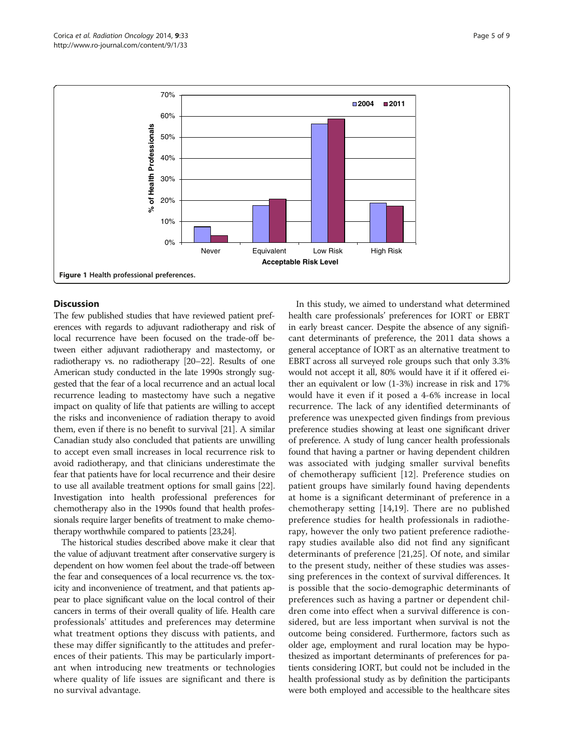Figure 1 Health professional preferences.

## Discussion

The few published studies that have reviewed patient preferences with regards to adjuvant radiotherapy and risk of local recurrence have been focused on the trade-off between either adjuvant radiotherapy and mastectomy, or radiotherapy vs. no radiotherapy [20–22]. Results of one American study conducted in the late 1990s strongly suggested that the fear of a local recurrence and an actual local recurrence leading to mastectomy have such a negative impact on quality of life that patients are willing to accept the risks and inconvenience of radiation therapy to avoid them, even if there is no benefit to survival [21]. A similar Canadian study also concluded that patients are unwilling to accept even small increases in local recurrence risk to avoid radiotherapy, and that clinicians underestimate the fear that patients have for local recurrence and their desire to use all available treatment options for small gains [22]. Investigation into health professional preferences for chemotherapy also in the 1990s found that health professionals require larger benefits of treatment to make chemotherapy worthwhile compared to patients [23,24].

The historical studies described above make it clear that the value of adjuvant treatment after conservative surgery is dependent on how women feel about the trade-off between the fear and consequences of a local recurrence vs. the toxicity and inconvenience of treatment, and that patients appear to place significant value on the local control of their cancers in terms of their overall quality of life. Health care professionals' attitudes and preferences may determine what treatment options they discuss with patients, and these may differ significantly to the attitudes and preferences of their patients. This may be particularly important when introducing new treatments or technologies where quality of life issues are significant and there is no survival advantage.

In this study, we aimed to understand what determined health care professionals' preferences for IORT or EBRT in early breast cancer. Despite the absence of any significant determinants of preference, the 2011 data shows a general acceptance of IORT as an alternative treatment to EBRT across all surveyed role groups such that only 3.3% would not accept it all, 80% would have it if it offered either an equivalent or low (1-3%) increase in risk and 17% would have it even if it posed a 4-6% increase in local recurrence. The lack of any identified determinants of preference was unexpected given findings from previous preference studies showing at least one significant driver of preference. A study of lung cancer health professionals found that having a partner or having dependent children was associated with judging smaller survival benefits of chemotherapy sufficient [12]. Preference studies on patient groups have similarly found having dependents at home is a significant determinant of preference in a chemotherapy setting [14,19]. There are no published preference studies for health professionals in radiotherapy, however the only two patient preference radiotherapy studies available also did not find any significant determinants of preference [21,25]. Of note, and similar to the present study, neither of these studies was assessing preferences in the context of survival differences. It is possible that the socio-demographic determinants of preferences such as having a partner or dependent children come into effect when a survival difference is considered, but are less important when survival is not the outcome being considered. Furthermore, factors such as older age, employment and rural location may be hypothesized as important determinants of preferences for patients considering IORT, but could not be included in the health professional study as by definition the participants were both employed and accessible to the healthcare sites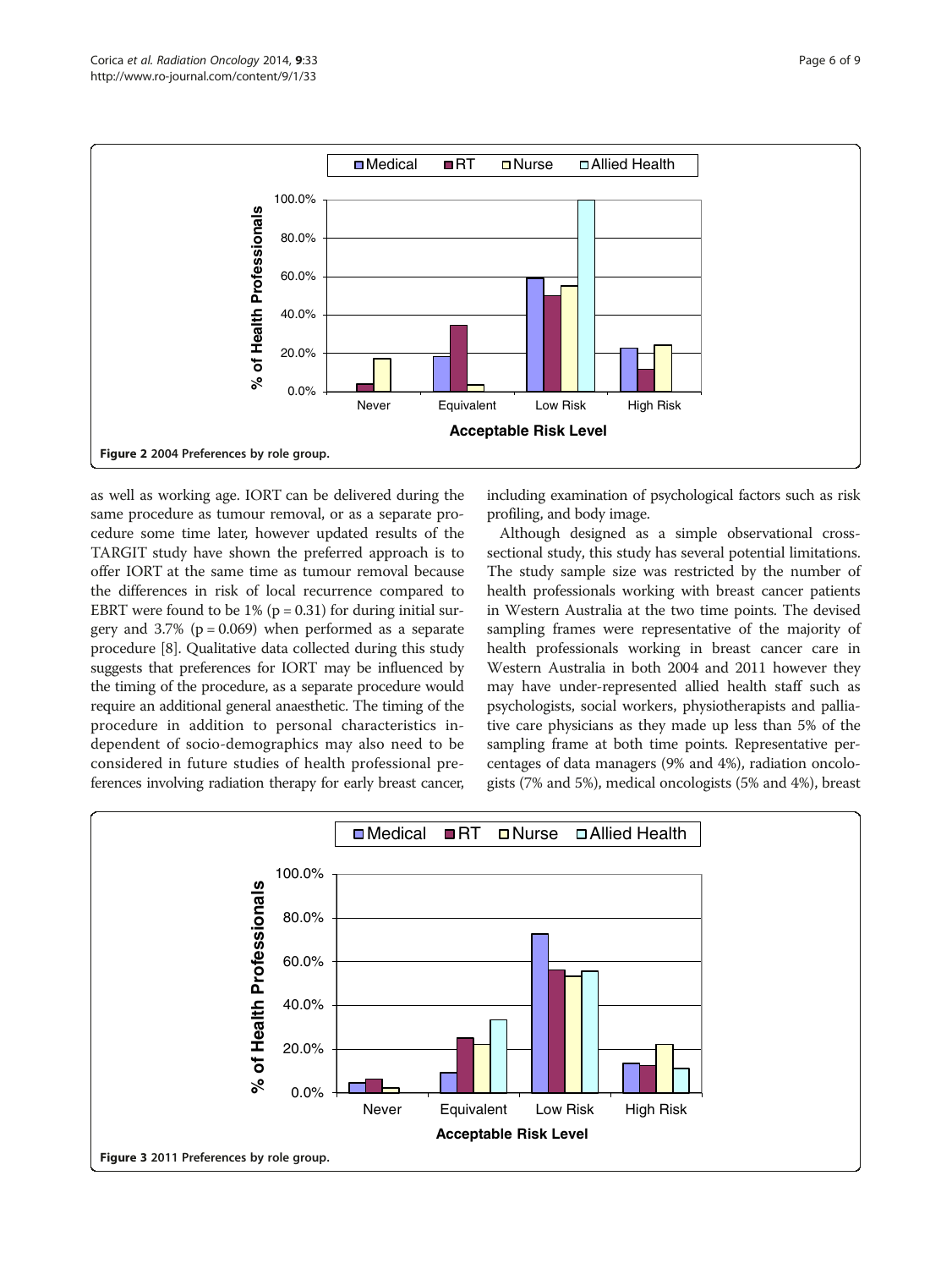Figure 2 2004 Preferences by role group.

as well as working age. IORT can be delivered during the same procedure as tumour removal, or as a separate procedure some time later, however updated results of the TARGIT study have shown the preferred approach is to offer IORT at the same time as tumour removal because the differences in risk of local recurrence compared to EBRT were found to be 1% ($p = 0.31$) for during initial surgery and 3.7% ($p = 0.069$) when performed as a separate procedure [8]. Qualitative data collected during this study suggests that preferences for IORT may be influenced by the timing of the procedure, as a separate procedure would require an additional general anaesthetic. The timing of the procedure in addition to personal characteristics independent of socio-demographics may also need to be considered in future studies of health professional preferences involving radiation therapy for early breast cancer, including examination of psychological factors such as risk profiling, and body image.

Although designed as a simple observational cross-sectional study, this study has several potential limitations. The study sample size was restricted by the number of health professionals working with breast cancer patients in Western Australia at the two time points. The devised sampling frames were representative of the majority of health professionals working in breast cancer care in Western Australia in both 2004 and 2011 however they may have under-represented allied health staff such as psychologists, social workers, physiotherapists and palliative care physicians as they made up less than 5% of the sampling frame at both time points. Representative percentages of data managers (9% and 4%), radiation oncologists (7% and 5%), medical oncologists (5% and 4%), breast

Figure 3 2011 Preferences by role group.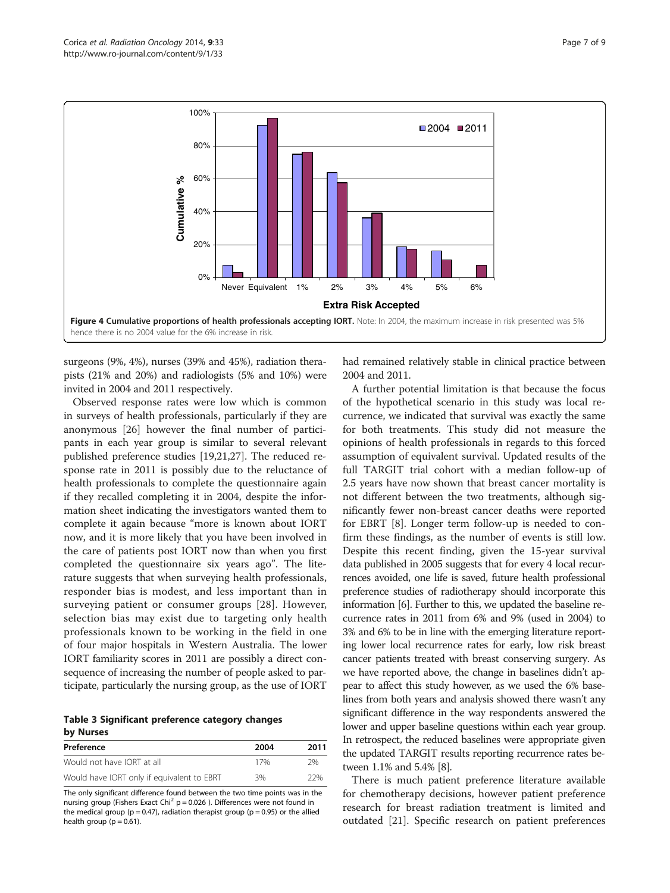Figure 4 Cumulative proportions of health professionals accepting IORT. Note: In 2004, the maximum increase in risk presented was 5% hence there is no 2004 value for the 6% increase in risk.

surgeons (9%, 4%), nurses (39% and 45%), radiation therapists (21% and 20%) and radiologists (5% and 10%) were invited in 2004 and 2011 respectively.

Observed response rates were low which is common in surveys of health professionals, particularly if they are anonymous [26] however the final number of participants in each year group is similar to several relevant published preference studies [19,21,27]. The reduced response rate in 2011 is possibly due to the reluctance of health professionals to complete the questionnaire again if they recalled completing it in 2004, despite the information sheet indicating the investigators wanted them to complete it again because "more is known about IORT now, and it is more likely that you have been involved in the care of patients post IORT now than when you first completed the questionnaire six years ago". The literature suggests that when surveying health professionals, responder bias is modest, and less important than in surveying patient or consumer groups [28]. However, selection bias may exist due to targeting only health professionals known to be working in the field in one of four major hospitals in Western Australia. The lower IORT familiarity scores in 2011 are possibly a direct consequence of increasing the number of people asked to participate, particularly the nursing group, as the use of IORT had remained relatively stable in clinical practice between 2004 and 2011.

**Table 3 Significant preference category changes by Nurses**

| Preference | 2004 | 2011 |
|---|---|---|
| Would not have IORT at all | 17% | 2% |
| Would have IORT only if equivalent to EBRT | 3% | 22% |

The only significant difference found between the two time points was in the nursing group (Fishers Exact $\text{Chi}^2$ $p = 0.026$ ). Differences were not found in the medical group ($p = 0.47$), radiation therapist group ($p = 0.95$) or the allied health group ($p = 0.61$).

A further potential limitation is that because the focus of the hypothetical scenario in this study was local recurrence, we indicated that survival was exactly the same for both treatments. This study did not measure the opinions of health professionals in regards to this forced assumption of equivalent survival. Updated results of the full TARGIT trial cohort with a median follow-up of 2.5 years have now shown that breast cancer mortality is not different between the two treatments, although significantly fewer non-breast cancer deaths were reported for EBRT [8]. Longer term follow-up is needed to confirm these findings, as the number of events is still low. Despite this recent finding, given the 15-year survival data published in 2005 suggests that for every 4 local recurrences avoided, one life is saved, future health professional preference studies of radiotherapy should incorporate this information [6]. Further to this, we updated the baseline recurrence rates in 2011 from 6% and 9% (used in 2004) to 3% and 6% to be in line with the emerging literature reporting lower local recurrence rates for early, low risk breast cancer patients treated with breast conserving surgery. As we have reported above, the change in baselines didn't appear to affect this study however, as we used the 6% baselines from both years and analysis showed there wasn't any significant difference in the way respondents answered the lower and upper baseline questions within each year group. In retrospect, the reduced baselines were appropriate given the updated TARGIT results reporting recurrence rates between 1.1% and 5.4% [8].

There is much patient preference literature available for chemotherapy decisions, however patient preference research for breast radiation treatment is limited and outdated [21]. Specific research on patient preferences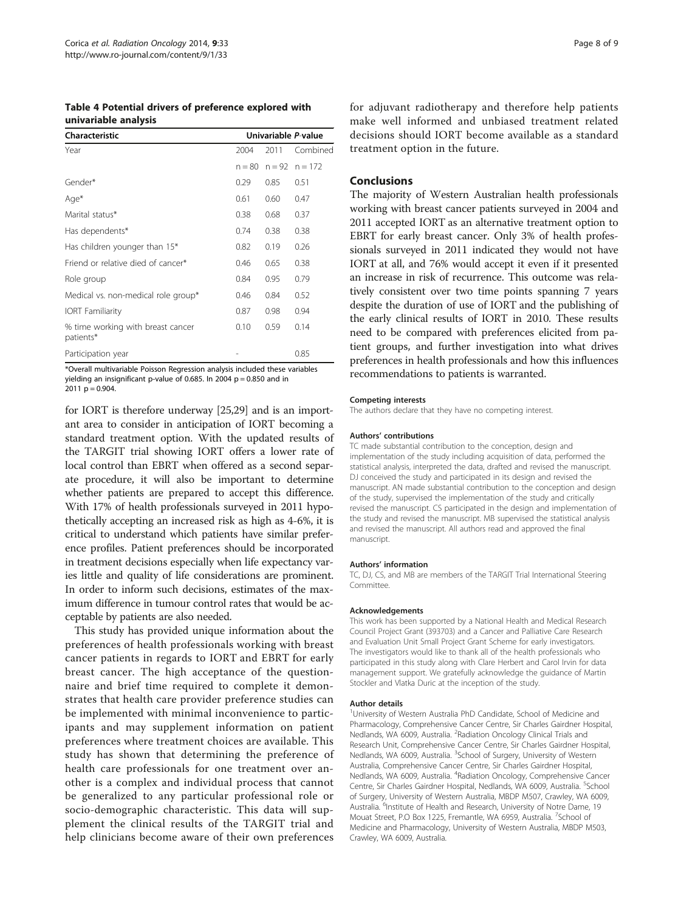**Table 4 Potential drivers of preference explored with univariable analysis**

| Characteristic | Univariable *P*-value | | |
|---|---|---|---|
| Year | 2004 | 2011 | Combined |
| | n = 80 | n = 92 | n = 172 |
| Gender* | 0.29 | 0.85 | 0.51 |
| Age* | 0.61 | 0.60 | 0.47 |
| Marital status* | 0.38 | 0.68 | 0.37 |
| Has dependents* | 0.74 | 0.38 | 0.38 |
| Has children younger than 15* | 0.82 | 0.19 | 0.26 |
| Friend or relative died of cancer* | 0.46 | 0.65 | 0.38 |
| Role group | 0.84 | 0.95 | 0.79 |
| Medical vs. non-medical role group* | 0.46 | 0.84 | 0.52 |
| IORT Familiarity | 0.87 | 0.98 | 0.94 |
| % time working with breast cancer patients* | 0.10 | 0.59 | 0.14 |
| Participation year | - | | 0.85 |

*Overall multivariable Poisson Regression analysis included these variables yielding an insignificant p-value of 0.685. In 2004 $p = 0.850$ and in 2011 $p = 0.904$.

for IORT is therefore underway [25,29] and is an important area to consider in anticipation of IORT becoming a standard treatment option. With the updated results of the TARGIT trial showing IORT offers a lower rate of local control than EBRT when offered as a second separate procedure, it will also be important to determine whether patients are prepared to accept this difference. With 17% of health professionals surveyed in 2011 hypothetically accepting an increased risk as high as 4-6%, it is critical to understand which patients have similar preference profiles. Patient preferences should be incorporated in treatment decisions especially when life expectancy varies little and quality of life considerations are prominent. In order to inform such decisions, estimates of the maximum difference in tumour control rates that would be acceptable by patients are also needed.

This study has provided unique information about the preferences of health professionals working with breast cancer patients in regards to IORT and EBRT for early breast cancer. The high acceptance of the questionnaire and brief time required to complete it demonstrates that health care provider preference studies can be implemented with minimal inconvenience to participants and may supplement information on patient preferences where treatment choices are available. This study has shown that determining the preference of health care professionals for one treatment over another is a complex and individual process that cannot be generalized to any particular professional role or socio-demographic characteristic. This data will supplement the clinical results of the TARGIT trial and help clinicians become aware of their own preferences for adjuvant radiotherapy and therefore help patients make well informed and unbiased treatment related decisions should IORT become available as a standard treatment option in the future.

## Conclusions

The majority of Western Australian health professionals working with breast cancer patients surveyed in 2004 and 2011 accepted IORT as an alternative treatment option to EBRT for early breast cancer. Only 3% of health professionals surveyed in 2011 indicated they would not have IORT at all, and 76% would accept it even if it presented an increase in risk of recurrence. This outcome was relatively consistent over two time points spanning 7 years despite the duration of use of IORT and the publishing of the early clinical results of IORT in 2010. These results need to be compared with preferences elicited from patient groups, and further investigation into what drives preferences in health professionals and how this influences recommendations to patients is warranted.

#### Competing interests

The authors declare that they have no competing interest.

#### Authors' contributions

TC made substantial contribution to the conception, design and implementation of the study including acquisition of data, performed the statistical analysis, interpreted the data, drafted and revised the manuscript. DJ conceived the study and participated in its design and revised the manuscript. AN made substantial contribution to the conception and design of the study, supervised the implementation of the study and critically revised the manuscript. CS participated in the design and implementation of the study and revised the manuscript. MB supervised the statistical analysis and revised the manuscript. All authors read and approved the final manuscript.

#### Authors' information

TC, DJ, CS, and MB are members of the TARGIT Trial International Steering Committee.

#### Acknowledgements

This work has been supported by a National Health and Medical Research Council Project Grant (393703) and a Cancer and Palliative Care Research and Evaluation Unit Small Project Grant Scheme for early investigators. The investigators would like to thank all of the health professionals who participated in this study along with Clare Herbert and Carol Irvin for data management support. We gratefully acknowledge the guidance of Martin Stockler and Vlatka Duric at the inception of the study.

#### Author details

[1]University of Western Australia PhD Candidate, School of Medicine and Pharmacology, Comprehensive Cancer Centre, Sir Charles Gairdner Hospital, Nedlands, WA 6009, Australia. [2]Radiation Oncology Clinical Trials and Research Unit, Comprehensive Cancer Centre, Sir Charles Gairdner Hospital, Nedlands, WA 6009, Australia. [3]School of Surgery, University of Western Australia, Comprehensive Cancer Centre, Sir Charles Gairdner Hospital, Nedlands, WA 6009, Australia. [4]Radiation Oncology, Comprehensive Cancer Centre, Sir Charles Gairdner Hospital, Nedlands, WA 6009, Australia. [5]School of Surgery, University of Western Australia, MBDP M507, Crawley, WA 6009, Australia. [6]Institute of Health and Research, University of Notre Dame, 19 Mouat Street, P.O Box 1225, Fremantle, WA 6959, Australia. [7]School of Medicine and Pharmacology, University of Western Australia, MBDP M503, Crawley, WA 6009, Australia.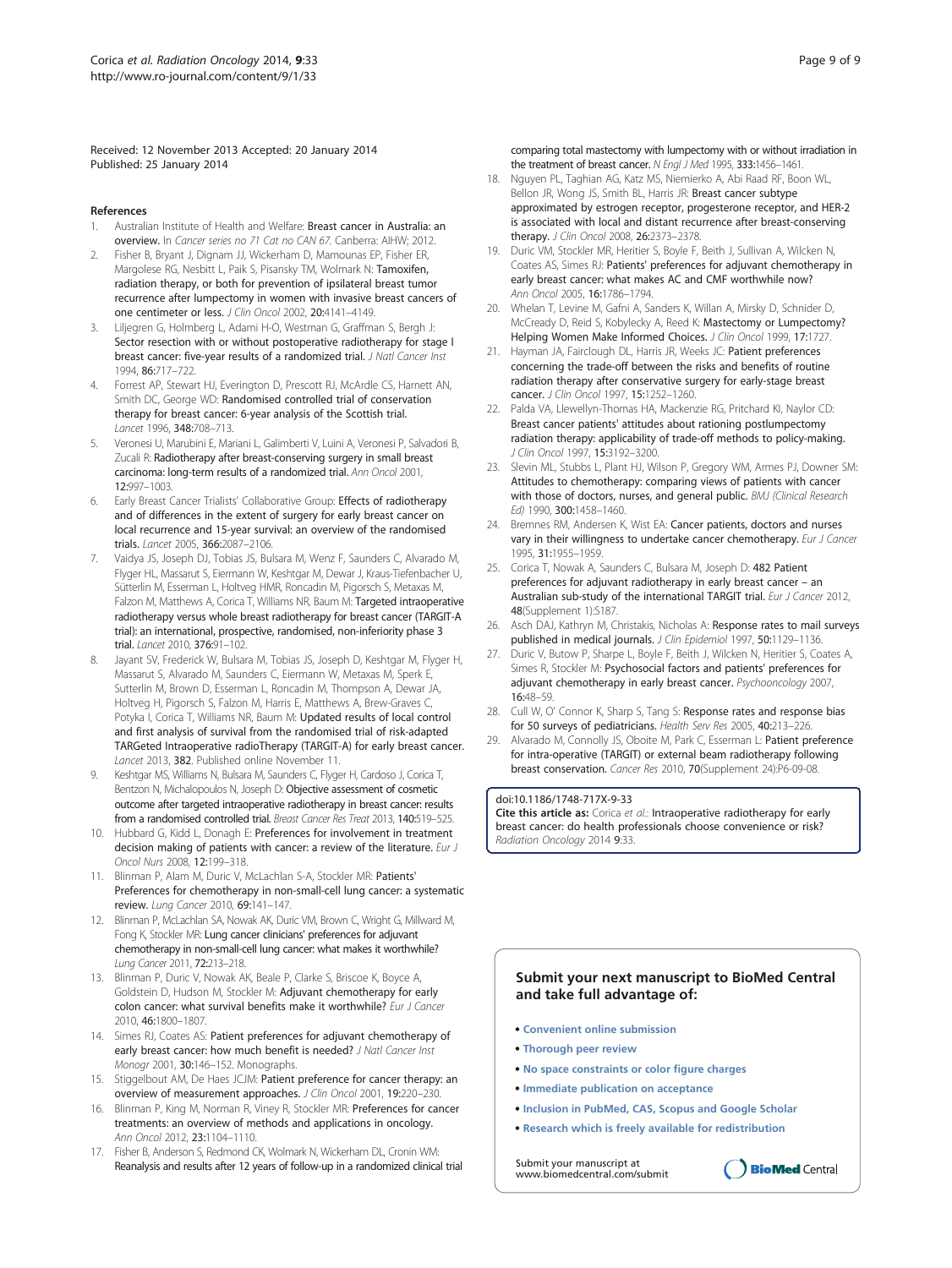Received: 12 November 2013 Accepted: 20 January 2014
Published: 25 January 2014

## References

1. Australian Institute of Health and Welfare: **Breast cancer in Australia: an overview.** In *Cancer series no 71 Cat no CAN 67*. Canberra: AIHW; 2012.
2. Fisher B, Bryant J, Dignam JJ, Wickerham D, Mamounas EP, Fisher ER, Margolese RG, Nesbitt L, Paik S, Pisansky TM, Wolmark N: **Tamoxifen, radiation therapy, or both for prevention of ipsilateral breast tumor recurrence after lumpectomy in women with invasive breast cancers of one centimeter or less.** *J Clin Oncol* 2002, **20:**4141–4149.
3. Liljegren G, Holmberg L, Adami H-O, Westman G, Graffman S, Bergh J: **Sector resection with or without postoperative radiotherapy for stage I breast cancer: five-year results of a randomized trial.** *J Natl Cancer Inst* 1994, **86:**717–722.
4. Forrest AP, Stewart HJ, Everington D, Prescott RJ, McArdle CS, Harnett AN, Smith DC, George WD: **Randomised controlled trial of conservation therapy for breast cancer: 6-year analysis of the Scottish trial.** *Lancet* 1996, **348:**708–713.
5. Veronesi U, Marubini E, Mariani L, Galimberti V, Luini A, Veronesi P, Salvadori B, Zucali R: **Radiotherapy after breast-conserving surgery in small breast carcinoma: long-term results of a randomized trial.** *Ann Oncol* 2001, **12:**997–1003.
6. Early Breast Cancer Trialists' Collaborative Group: **Effects of radiotherapy and of differences in the extent of surgery for early breast cancer on local recurrence and 15-year survival: an overview of the randomised trials.** *Lancet* 2005, **366:**2087–2106.
7. Vaidya JS, Joseph DJ, Tobias JS, Bulsara M, Wenz F, Saunders C, Alvarado M, Flyger HL, Massarut S, Eiermann W, Keshtgar M, Dewar J, Kraus-Tiefenbacher U, Sütterlin M, Esserman L, Holtveg HMR, Roncadin M, Pigorsch S, Metaxas M, Falzon M, Matthews A, Corica T, Williams NR, Baum M: **Targeted intraoperative radiotherapy versus whole breast radiotherapy for breast cancer (TARGIT-A trial): an international, prospective, randomised, non-inferiority phase 3 trial.** *Lancet* 2010, **376:**91–102.
8. Jayant SV, Frederick W, Bulsara M, Tobias JS, Joseph D, Keshtgar M, Flyger H, Massarut S, Alvarado M, Saunders C, Eiermann W, Metaxas M, Sperk E, Sutterlin M, Brown D, Esserman L, Roncadin M, Thompson A, Dewar JA, Holtveg H, Pigorsch S, Falzon M, Harris E, Matthews A, Brew-Graves C, Potyka I, Corica T, Williams NR, Baum M: **Updated results of local control and first analysis of survival from the randomised trial of risk-adapted TARGeted Intraoperative radioTherapy (TARGIT-A) for early breast cancer.** *Lancet* 2013, **382**. Published online November 11.
9. Keshtgar MS, Williams N, Bulsara M, Saunders C, Flyger H, Cardoso J, Corica T, Bentzon N, Michalopoulos N, Joseph D: **Objective assessment of cosmetic outcome after targeted intraoperative radiotherapy in breast cancer: results from a randomised controlled trial.** *Breast Cancer Res Treat* 2013, **140:**519–525.
10. Hubbard G, Kidd L, Donagh E: **Preferences for involvement in treatment decision making of patients with cancer: a review of the literature.** *Eur J Oncol Nurs* 2008, **12:**199–318.
11. Blinman P, Alam M, Duric V, McLachlan S-A, Stockler MR: **Patients' Preferences for chemotherapy in non-small-cell lung cancer: a systematic review.** *Lung Cancer* 2010, **69:**141–147.
12. Blinman P, McLachlan SA, Nowak AK, Duric VM, Brown C, Wright G, Millward M, Fong K, Stockler MR: **Lung cancer clinicians' preferences for adjuvant chemotherapy in non-small-cell lung cancer: what makes it worthwhile?** *Lung Cancer* 2011, **72:**213–218.
13. Blinman P, Duric V, Nowak AK, Beale P, Clarke S, Briscoe K, Boyce A, Goldstein D, Hudson M, Stockler M: **Adjuvant chemotherapy for early colon cancer: what survival benefits make it worthwhile?** *Eur J Cancer* 2010, **46:**1800–1807.
14. Simes RJ, Coates AS: **Patient preferences for adjuvant chemotherapy of early breast cancer: how much benefit is needed?** *J Natl Cancer Inst Monogr* 2001, **30:**146–152. Monographs.
15. Stiggelbout AM, De Haes JCJM: **Patient preference for cancer therapy: an overview of measurement approaches.** *J Clin Oncol* 2001, **19:**220–230.
16. Blinman P, King M, Norman R, Viney R, Stockler MR: **Preferences for cancer treatments: an overview of methods and applications in oncology.** *Ann Oncol* 2012, **23:**1104–1110.
17. Fisher B, Anderson S, Redmond CK, Wolmark N, Wickerham DL, Cronin WM: **Reanalysis and results after 12 years of follow-up in a randomized clinical trial comparing total mastectomy with lumpectomy with or without irradiation in the treatment of breast cancer.** *N Engl J Med* 1995, **333:**1456–1461.
18. Nguyen PL, Taghian AG, Katz MS, Niemierko A, Abi Raad RF, Boon WL, Bellon JR, Wong JS, Smith BL, Harris JR: **Breast cancer subtype approximated by estrogen receptor, progesterone receptor, and HER-2 is associated with local and distant recurrence after breast-conserving therapy.** *J Clin Oncol* 2008, **26:**2373–2378.
19. Duric VM, Stockler MR, Heritier S, Boyle F, Beith J, Sullivan A, Wilcken N, Coates AS, Simes RJ: **Patients' preferences for adjuvant chemotherapy in early breast cancer: what makes AC and CMF worthwhile now?** *Ann Oncol* 2005, **16:**1786–1794.
20. Whelan T, Levine M, Gafni A, Sanders K, Willan A, Mirsky D, Schnider D, McCready D, Reid S, Kobylecky A, Reed K: **Mastectomy or Lumpectomy? Helping Women Make Informed Choices.** *J Clin Oncol* 1999, **17:**1727.
21. Hayman JA, Fairclough DL, Harris JR, Weeks JC: **Patient preferences concerning the trade-off between the risks and benefits of routine radiation therapy after conservative surgery for early-stage breast cancer.** *J Clin Oncol* 1997, **15:**1252–1260.
22. Palda VA, Llewellyn-Thomas HA, Mackenzie RG, Pritchard KI, Naylor CD: **Breast cancer patients' attitudes about rationing postlumpectomy radiation therapy: applicability of trade-off methods to policy-making.** *J Clin Oncol* 1997, **15:**3192–3200.
23. Slevin ML, Stubbs L, Plant HJ, Wilson P, Gregory WM, Armes PJ, Downer SM: **Attitudes to chemotherapy: comparing views of patients with cancer with those of doctors, nurses, and general public.** *BMJ (Clinical Research Ed)* 1990, **300:**1458–1460.
24. Bremnes RM, Andersen K, Wist EA: **Cancer patients, doctors and nurses vary in their willingness to undertake cancer chemotherapy.** *Eur J Cancer* 1995, **31:**1955–1959.
25. Corica T, Nowak A, Saunders C, Bulsara M, Joseph D: **482 Patient preferences for adjuvant radiotherapy in early breast cancer – an Australian sub-study of the international TARGIT trial.** *Eur J Cancer* 2012, **48**(Supplement 1):S187.
26. Asch DAJ, Kathryn M, Christakis, Nicholas A: **Response rates to mail surveys published in medical journals.** *J Clin Epidemiol* 1997, **50:**1129–1136.
27. Duric V, Butow P, Sharpe L, Boyle F, Beith J, Wilcken N, Heritier S, Coates A, Simes R, Stockler M: **Psychosocial factors and patients' preferences for adjuvant chemotherapy in early breast cancer.** *Psychooncology* 2007, **16:**48–59.
28. Cull W, O' Connor K, Sharp S, Tang S: **Response rates and response bias for 50 surveys of pediatricians.** *Health Serv Res* 2005, **40:**213–226.
29. Alvarado M, Connolly JS, Oboite M, Park C, Esserman L: **Patient preference for intra-operative (TARGIT) or external beam radiotherapy following breast conservation.** *Cancer Res* 2010, **70**(Supplement 24):P6-09-08.

doi:10.1186/1748-717X-9-33
**Cite this article as:** Corica *et al.*: Intraoperative radiotherapy for early breast cancer: do health professionals choose convenience or risk? *Radiation Oncology* 2014 **9**:33.

**Submit your next manuscript to BioMed Central and take full advantage of:**

- **Convenient online submission**
- **Thorough peer review**
- **No space constraints or color figure charges**
- **Immediate publication on acceptance**
- **Inclusion in PubMed, CAS, Scopus and Google Scholar**
- **Research which is freely available for redistribution**

Submit your manuscript at
www.biomedcentral.com/submit

BioMed Central